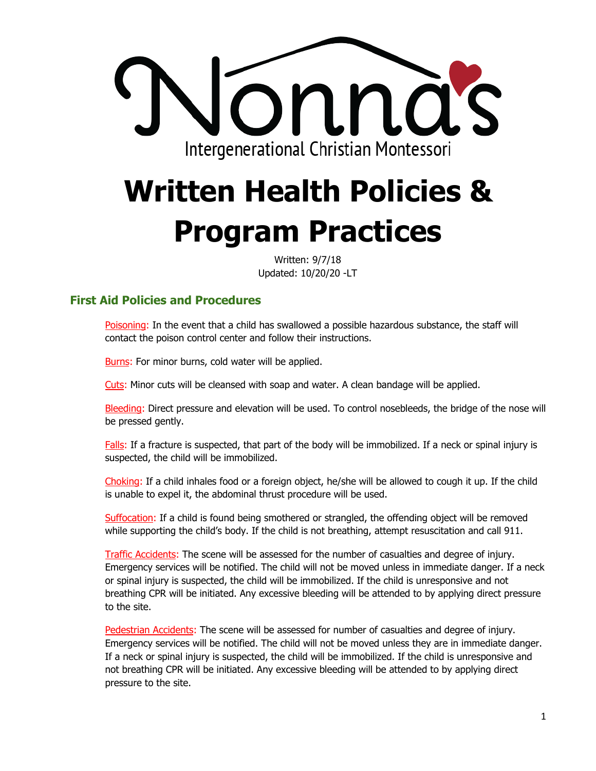Nonna's

Intergenerational Christian Montessori

# Written Health Policies & Program Practices

Written: 9/7/18
Updated: 10/20/20 -LT

## First Aid Policies and Procedures

Poisoning: In the event that a child has swallowed a possible hazardous substance, the staff will contact the poison control center and follow their instructions.

Burns: For minor burns, cold water will be applied.

Cuts: Minor cuts will be cleansed with soap and water. A clean bandage will be applied.

Bleeding: Direct pressure and elevation will be used. To control nosebleeds, the bridge of the nose will be pressed gently.

Falls: If a fracture is suspected, that part of the body will be immobilized. If a neck or spinal injury is suspected, the child will be immobilized.

Choking: If a child inhales food or a foreign object, he/she will be allowed to cough it up. If the child is unable to expel it, the abdominal thrust procedure will be used.

Suffocation: If a child is found being smothered or strangled, the offending object will be removed while supporting the child's body. If the child is not breathing, attempt resuscitation and call 911.

Traffic Accidents: The scene will be assessed for the number of casualties and degree of injury. Emergency services will be notified. The child will not be moved unless in immediate danger. If a neck or spinal injury is suspected, the child will be immobilized. If the child is unresponsive and not breathing CPR will be initiated. Any excessive bleeding will be attended to by applying direct pressure to the site.

Pedestrian Accidents: The scene will be assessed for number of casualties and degree of injury. Emergency services will be notified. The child will not be moved unless they are in immediate danger. If a neck or spinal injury is suspected, the child will be immobilized. If the child is unresponsive and not breathing CPR will be initiated. Any excessive bleeding will be attended to by applying direct pressure to the site.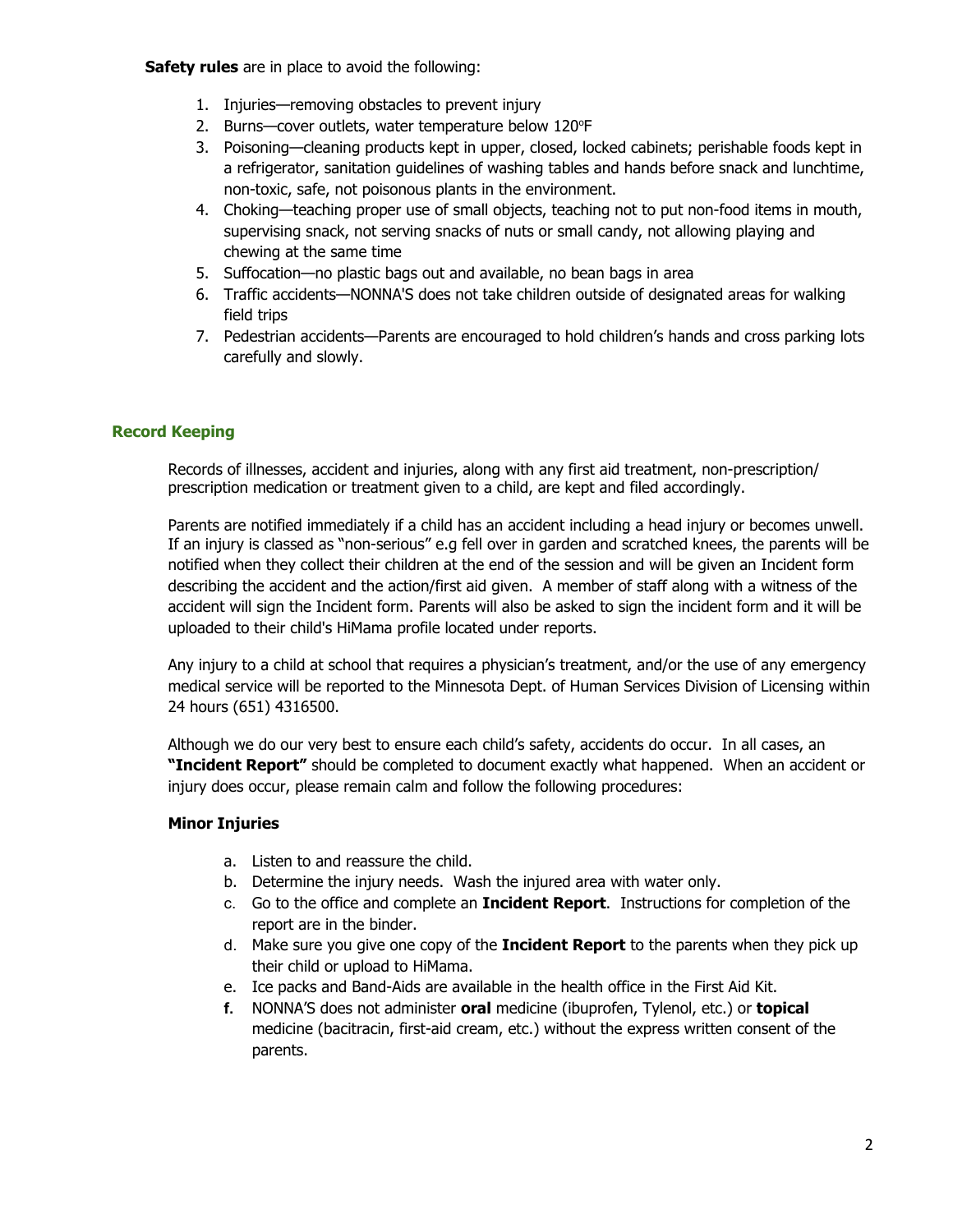**Safety rules** are in place to avoid the following:

1. Injuries—removing obstacles to prevent injury
2. Burns—cover outlets, water temperature below 120°F
3. Poisoning—cleaning products kept in upper, closed, locked cabinets; perishable foods kept in a refrigerator, sanitation guidelines of washing tables and hands before snack and lunchtime, non-toxic, safe, not poisonous plants in the environment.
4. Choking—teaching proper use of small objects, teaching not to put non-food items in mouth, supervising snack, not serving snacks of nuts or small candy, not allowing playing and chewing at the same time
5. Suffocation—no plastic bags out and available, no bean bags in area
6. Traffic accidents—NONNA'S does not take children outside of designated areas for walking field trips
7. Pedestrian accidents—Parents are encouraged to hold children's hands and cross parking lots carefully and slowly.

## Record Keeping

Records of illnesses, accident and injuries, along with any first aid treatment, non-prescription/ prescription medication or treatment given to a child, are kept and filed accordingly.

Parents are notified immediately if a child has an accident including a head injury or becomes unwell. If an injury is classed as "non-serious" e.g fell over in garden and scratched knees, the parents will be notified when they collect their children at the end of the session and will be given an Incident form describing the accident and the action/first aid given. A member of staff along with a witness of the accident will sign the Incident form. Parents will also be asked to sign the incident form and it will be uploaded to their child's HiMama profile located under reports.

Any injury to a child at school that requires a physician's treatment, and/or the use of any emergency medical service will be reported to the Minnesota Dept. of Human Services Division of Licensing within 24 hours (651) 4316500.

Although we do our very best to ensure each child's safety, accidents do occur. In all cases, an **"Incident Report"** should be completed to document exactly what happened. When an accident or injury does occur, please remain calm and follow the following procedures:

### Minor Injuries

a. Listen to and reassure the child.
b. Determine the injury needs. Wash the injured area with water only.
c. Go to the office and complete an **Incident Report**. Instructions for completion of the report are in the binder.
d. Make sure you give one copy of the **Incident Report** to the parents when they pick up their child or upload to HiMama.
e. Ice packs and Band-Aids are available in the health office in the First Aid Kit.
f. NONNA'S does not administer **oral** medicine (ibuprofen, Tylenol, etc.) or **topical** medicine (bacitracin, first-aid cream, etc.) without the express written consent of the parents.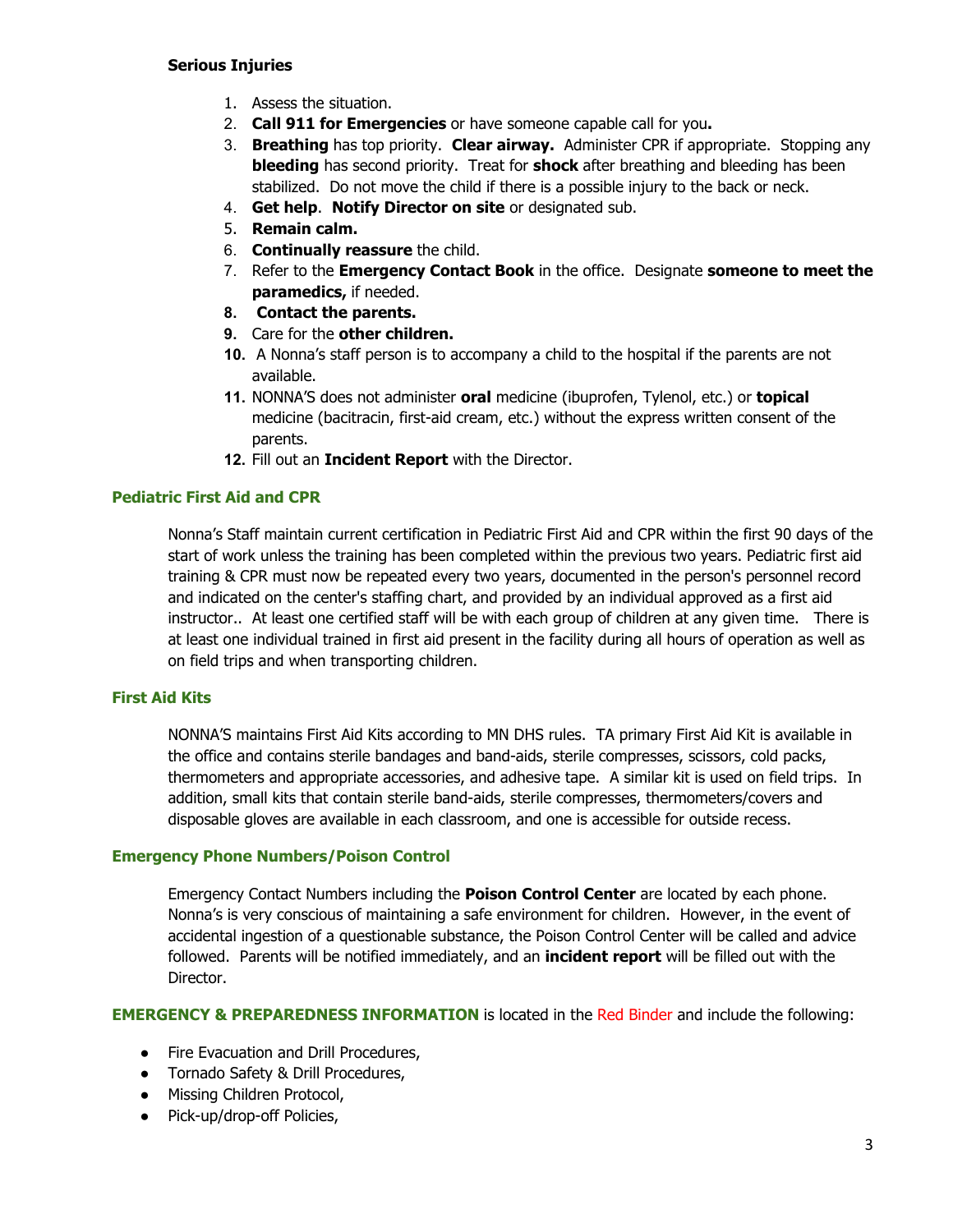**Serious Injuries**

1. Assess the situation.
2. **Call 911 for Emergencies** or have someone capable call for you**.**
3. **Breathing** has top priority. **Clear airway.** Administer CPR if appropriate. Stopping any **bleeding** has second priority. Treat for **shock** after breathing and bleeding has been stabilized. Do not move the child if there is a possible injury to the back or neck.
4. **Get help**. **Notify Director on site** or designated sub.
5. **Remain calm.**
6. **Continually reassure** the child.
7. Refer to the **Emergency Contact Book** in the office. Designate **someone to meet the paramedics,** if needed.
8. **Contact the parents.**
9. Care for the **other children.**
10. A Nonna's staff person is to accompany a child to the hospital if the parents are not available.
11. NONNA'S does not administer **oral** medicine (ibuprofen, Tylenol, etc.) or **topical** medicine (bacitracin, first-aid cream, etc.) without the express written consent of the parents.
12. Fill out an **Incident Report** with the Director.

## Pediatric First Aid and CPR

Nonna's Staff maintain current certification in Pediatric First Aid and CPR within the first 90 days of the start of work unless the training has been completed within the previous two years. Pediatric first aid training & CPR must now be repeated every two years, documented in the person's personnel record and indicated on the center's staffing chart, and provided by an individual approved as a first aid instructor.. At least one certified staff will be with each group of children at any given time. There is at least one individual trained in first aid present in the facility during all hours of operation as well as on field trips and when transporting children.

## First Aid Kits

NONNA'S maintains First Aid Kits according to MN DHS rules. TA primary First Aid Kit is available in the office and contains sterile bandages and band-aids, sterile compresses, scissors, cold packs, thermometers and appropriate accessories, and adhesive tape. A similar kit is used on field trips. In addition, small kits that contain sterile band-aids, sterile compresses, thermometers/covers and disposable gloves are available in each classroom, and one is accessible for outside recess.

## Emergency Phone Numbers/Poison Control

Emergency Contact Numbers including the **Poison Control Center** are located by each phone. Nonna's is very conscious of maintaining a safe environment for children. However, in the event of accidental ingestion of a questionable substance, the Poison Control Center will be called and advice followed. Parents will be notified immediately, and an **incident report** will be filled out with the Director.

**EMERGENCY & PREPAREDNESS INFORMATION** is located in the Red Binder and include the following:

- Fire Evacuation and Drill Procedures,
- Tornado Safety & Drill Procedures,
- Missing Children Protocol,
- Pick-up/drop-off Policies,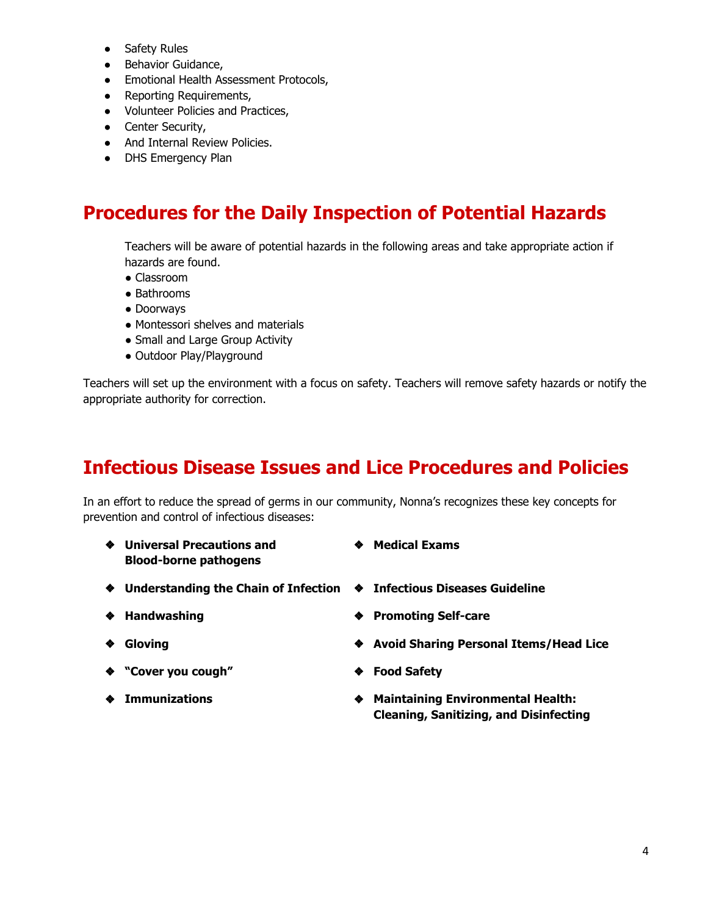- Safety Rules
- Behavior Guidance,
- Emotional Health Assessment Protocols,
- Reporting Requirements,
- Volunteer Policies and Practices,
- Center Security,
- And Internal Review Policies.
- DHS Emergency Plan

## Procedures for the Daily Inspection of Potential Hazards

Teachers will be aware of potential hazards in the following areas and take appropriate action if hazards are found.

- Classroom
- Bathrooms
- Doorways
- Montessori shelves and materials
- Small and Large Group Activity
- Outdoor Play/Playground

Teachers will set up the environment with a focus on safety. Teachers will remove safety hazards or notify the appropriate authority for correction.

## Infectious Disease Issues and Lice Procedures and Policies

In an effort to reduce the spread of germs in our community, Nonna's recognizes these key concepts for prevention and control of infectious diseases:

- **Universal Precautions and Blood-borne pathogens**
- **Understanding the Chain of Infection**
- **Handwashing**
- **Gloving**
- **"Cover you cough"**
- **Immunizations**
- **Medical Exams**
- **Infectious Diseases Guideline**
- **Promoting Self-care**
- **Avoid Sharing Personal Items/Head Lice**
- **Food Safety**
- **Maintaining Environmental Health: Cleaning, Sanitizing, and Disinfecting**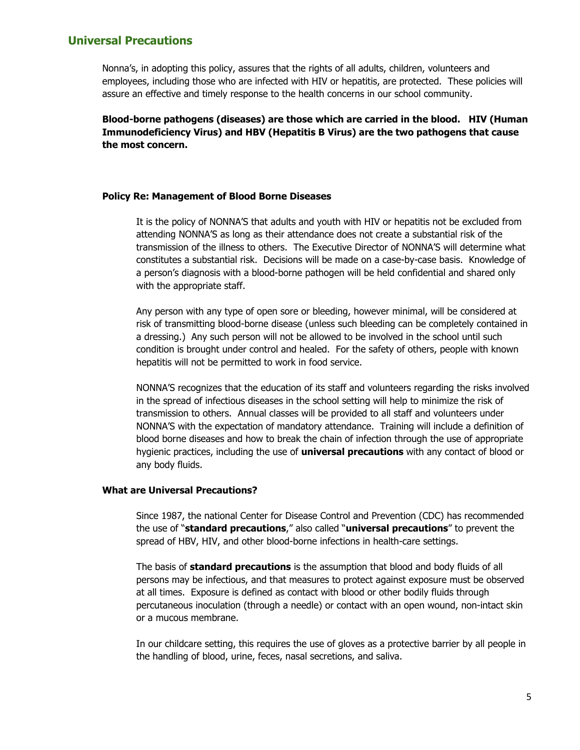## Universal Precautions

Nonna's, in adopting this policy, assures that the rights of all adults, children, volunteers and employees, including those who are infected with HIV or hepatitis, are protected. These policies will assure an effective and timely response to the health concerns in our school community.

**Blood-borne pathogens (diseases) are those which are carried in the blood. HIV (Human Immunodeficiency Virus) and HBV (Hepatitis B Virus) are the two pathogens that cause the most concern.**

### Policy Re: Management of Blood Borne Diseases

It is the policy of NONNA'S that adults and youth with HIV or hepatitis not be excluded from attending NONNA'S as long as their attendance does not create a substantial risk of the transmission of the illness to others. The Executive Director of NONNA'S will determine what constitutes a substantial risk. Decisions will be made on a case-by-case basis. Knowledge of a person's diagnosis with a blood-borne pathogen will be held confidential and shared only with the appropriate staff.

Any person with any type of open sore or bleeding, however minimal, will be considered at risk of transmitting blood-borne disease (unless such bleeding can be completely contained in a dressing.) Any such person will not be allowed to be involved in the school until such condition is brought under control and healed. For the safety of others, people with known hepatitis will not be permitted to work in food service.

NONNA'S recognizes that the education of its staff and volunteers regarding the risks involved in the spread of infectious diseases in the school setting will help to minimize the risk of transmission to others. Annual classes will be provided to all staff and volunteers under NONNA'S with the expectation of mandatory attendance. Training will include a definition of blood borne diseases and how to break the chain of infection through the use of appropriate hygienic practices, including the use of **universal precautions** with any contact of blood or any body fluids.

### What are Universal Precautions?

Since 1987, the national Center for Disease Control and Prevention (CDC) has recommended the use of "**standard precautions**," also called "**universal precautions**" to prevent the spread of HBV, HIV, and other blood-borne infections in health-care settings.

The basis of **standard precautions** is the assumption that blood and body fluids of all persons may be infectious, and that measures to protect against exposure must be observed at all times. Exposure is defined as contact with blood or other bodily fluids through percutaneous inoculation (through a needle) or contact with an open wound, non-intact skin or a mucous membrane.

In our childcare setting, this requires the use of gloves as a protective barrier by all people in the handling of blood, urine, feces, nasal secretions, and saliva.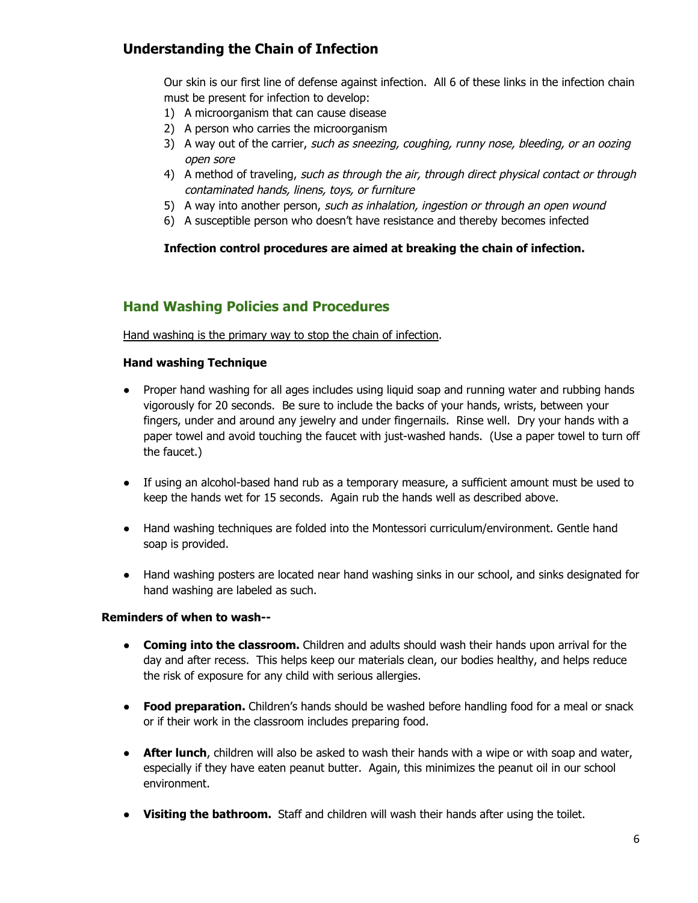## Understanding the Chain of Infection

Our skin is our first line of defense against infection. All 6 of these links in the infection chain must be present for infection to develop:

1) A microorganism that can cause disease
2) A person who carries the microorganism
3) A way out of the carrier, *such as sneezing, coughing, runny nose, bleeding, or an oozing open sore*
4) A method of traveling, *such as through the air, through direct physical contact or through contaminated hands, linens, toys, or furniture*
5) A way into another person, *such as inhalation, ingestion or through an open wound*
6) A susceptible person who doesn't have resistance and thereby becomes infected

**Infection control procedures are aimed at breaking the chain of infection.**

## Hand Washing Policies and Procedures

Hand washing is the primary way to stop the chain of infection.

### Hand washing Technique

- Proper hand washing for all ages includes using liquid soap and running water and rubbing hands vigorously for 20 seconds. Be sure to include the backs of your hands, wrists, between your fingers, under and around any jewelry and under fingernails. Rinse well. Dry your hands with a paper towel and avoid touching the faucet with just-washed hands. (Use a paper towel to turn off the faucet.)

- If using an alcohol-based hand rub as a temporary measure, a sufficient amount must be used to keep the hands wet for 15 seconds. Again rub the hands well as described above.

- Hand washing techniques are folded into the Montessori curriculum/environment. Gentle hand soap is provided.

- Hand washing posters are located near hand washing sinks in our school, and sinks designated for hand washing are labeled as such.

**Reminders of when to wash--**

- **Coming into the classroom.** Children and adults should wash their hands upon arrival for the day and after recess. This helps keep our materials clean, our bodies healthy, and helps reduce the risk of exposure for any child with serious allergies.

- **Food preparation.** Children's hands should be washed before handling food for a meal or snack or if their work in the classroom includes preparing food.

- **After lunch**, children will also be asked to wash their hands with a wipe or with soap and water, especially if they have eaten peanut butter. Again, this minimizes the peanut oil in our school environment.

- **Visiting the bathroom.** Staff and children will wash their hands after using the toilet.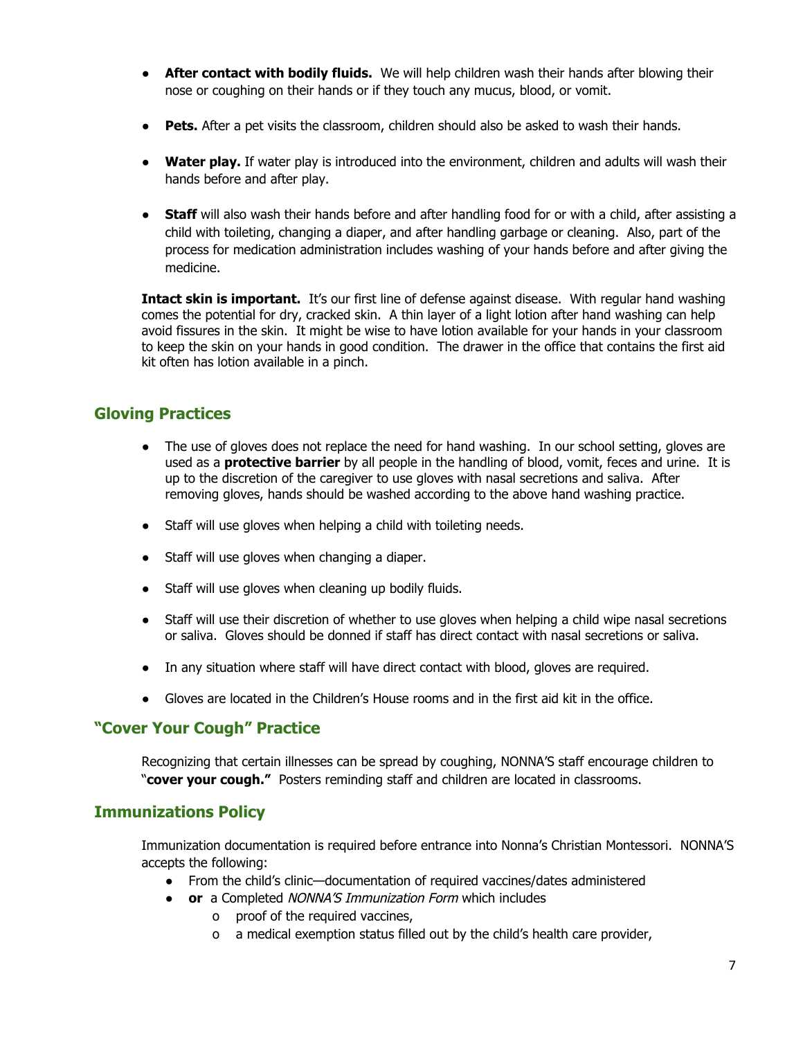- **After contact with bodily fluids.** We will help children wash their hands after blowing their nose or coughing on their hands or if they touch any mucus, blood, or vomit.

- **Pets.** After a pet visits the classroom, children should also be asked to wash their hands.

- **Water play.** If water play is introduced into the environment, children and adults will wash their hands before and after play.

- **Staff** will also wash their hands before and after handling food for or with a child, after assisting a child with toileting, changing a diaper, and after handling garbage or cleaning. Also, part of the process for medication administration includes washing of your hands before and after giving the medicine.

**Intact skin is important.** It's our first line of defense against disease. With regular hand washing comes the potential for dry, cracked skin. A thin layer of a light lotion after hand washing can help avoid fissures in the skin. It might be wise to have lotion available for your hands in your classroom to keep the skin on your hands in good condition. The drawer in the office that contains the first aid kit often has lotion available in a pinch.

## Gloving Practices

- The use of gloves does not replace the need for hand washing. In our school setting, gloves are used as a **protective barrier** by all people in the handling of blood, vomit, feces and urine. It is up to the discretion of the caregiver to use gloves with nasal secretions and saliva. After removing gloves, hands should be washed according to the above hand washing practice.

- Staff will use gloves when helping a child with toileting needs.

- Staff will use gloves when changing a diaper.

- Staff will use gloves when cleaning up bodily fluids.

- Staff will use their discretion of whether to use gloves when helping a child wipe nasal secretions or saliva. Gloves should be donned if staff has direct contact with nasal secretions or saliva.

- In any situation where staff will have direct contact with blood, gloves are required.

- Gloves are located in the Children's House rooms and in the first aid kit in the office.

## "Cover Your Cough" Practice

Recognizing that certain illnesses can be spread by coughing, NONNA'S staff encourage children to "**cover your cough."** Posters reminding staff and children are located in classrooms.

## Immunizations Policy

Immunization documentation is required before entrance into Nonna's Christian Montessori. NONNA'S accepts the following:

- From the child's clinic—documentation of required vaccines/dates administered
- **or** a Completed *NONNA'S Immunization Form* which includes
  - proof of the required vaccines,
  - a medical exemption status filled out by the child's health care provider,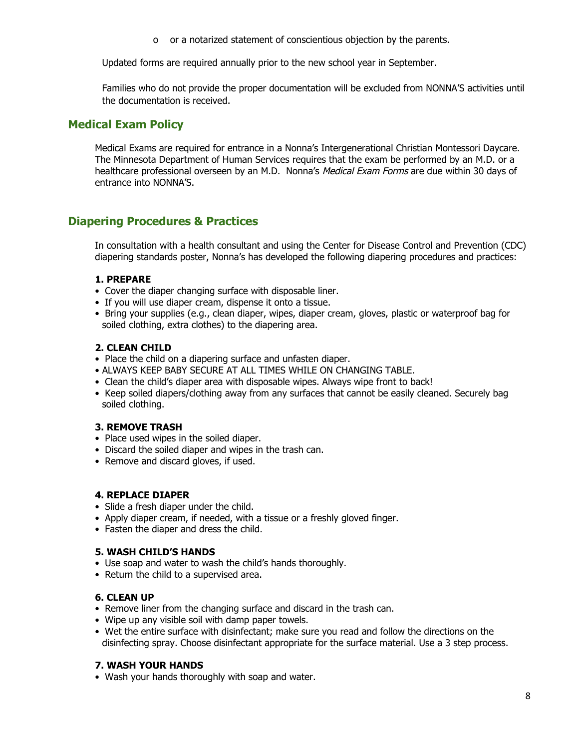- or a notarized statement of conscientious objection by the parents.

Updated forms are required annually prior to the new school year in September.

Families who do not provide the proper documentation will be excluded from NONNA'S activities until the documentation is received.

## Medical Exam Policy

Medical Exams are required for entrance in a Nonna's Intergenerational Christian Montessori Daycare. The Minnesota Department of Human Services requires that the exam be performed by an M.D. or a healthcare professional overseen by an M.D. Nonna's *Medical Exam Forms* are due within 30 days of entrance into NONNA'S.

## Diapering Procedures & Practices

In consultation with a health consultant and using the Center for Disease Control and Prevention (CDC) diapering standards poster, Nonna's has developed the following diapering procedures and practices:

**1. PREPARE**

- Cover the diaper changing surface with disposable liner.
- If you will use diaper cream, dispense it onto a tissue.
- Bring your supplies (e.g., clean diaper, wipes, diaper cream, gloves, plastic or waterproof bag for soiled clothing, extra clothes) to the diapering area.

**2. CLEAN CHILD**

- Place the child on a diapering surface and unfasten diaper.
- ALWAYS KEEP BABY SECURE AT ALL TIMES WHILE ON CHANGING TABLE.
- Clean the child's diaper area with disposable wipes. Always wipe front to back!
- Keep soiled diapers/clothing away from any surfaces that cannot be easily cleaned. Securely bag soiled clothing.

**3. REMOVE TRASH**

- Place used wipes in the soiled diaper.
- Discard the soiled diaper and wipes in the trash can.
- Remove and discard gloves, if used.

**4. REPLACE DIAPER**

- Slide a fresh diaper under the child.
- Apply diaper cream, if needed, with a tissue or a freshly gloved finger.
- Fasten the diaper and dress the child.

**5. WASH CHILD'S HANDS**

- Use soap and water to wash the child's hands thoroughly.
- Return the child to a supervised area.

**6. CLEAN UP**

- Remove liner from the changing surface and discard in the trash can.
- Wipe up any visible soil with damp paper towels.
- Wet the entire surface with disinfectant; make sure you read and follow the directions on the disinfecting spray. Choose disinfectant appropriate for the surface material. Use a 3 step process.

**7. WASH YOUR HANDS**

- Wash your hands thoroughly with soap and water.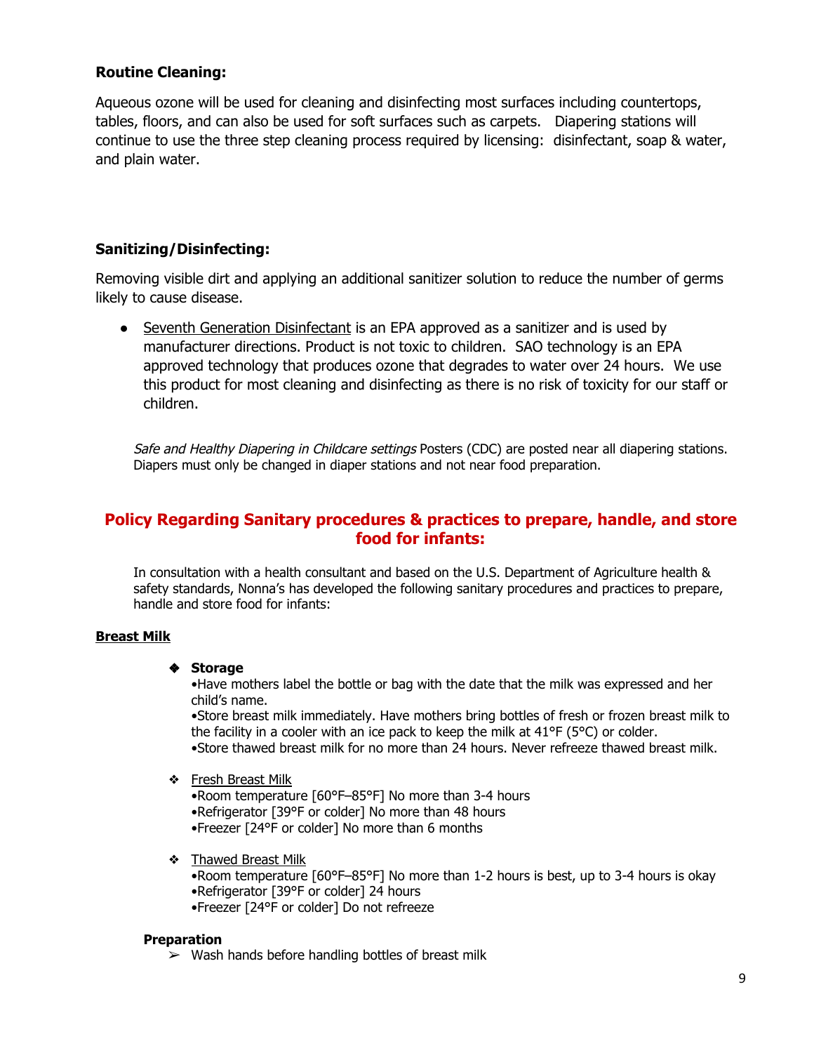### Routine Cleaning:

Aqueous ozone will be used for cleaning and disinfecting most surfaces including countertops, tables, floors, and can also be used for soft surfaces such as carpets. Diapering stations will continue to use the three step cleaning process required by licensing: disinfectant, soap & water, and plain water.

### Sanitizing/Disinfecting:

Removing visible dirt and applying an additional sanitizer solution to reduce the number of germs likely to cause disease.

- Seventh Generation Disinfectant is an EPA approved as a sanitizer and is used by manufacturer directions. Product is not toxic to children. SAO technology is an EPA approved technology that produces ozone that degrades to water over 24 hours. We use this product for most cleaning and disinfecting as there is no risk of toxicity for our staff or children.

*Safe and Healthy Diapering in Childcare settings* Posters (CDC) are posted near all diapering stations. Diapers must only be changed in diaper stations and not near food preparation.

## Policy Regarding Sanitary procedures & practices to prepare, handle, and store food for infants:

In consultation with a health consultant and based on the U.S. Department of Agriculture health & safety standards, Nonna's has developed the following sanitary procedures and practices to prepare, handle and store food for infants:

**Breast Milk**

- **Storage**
  - •Have mothers label the bottle or bag with the date that the milk was expressed and her child's name.
  - •Store breast milk immediately. Have mothers bring bottles of fresh or frozen breast milk to the facility in a cooler with an ice pack to keep the milk at 41°F (5°C) or colder.
  - •Store thawed breast milk for no more than 24 hours. Never refreeze thawed breast milk.

- Fresh Breast Milk
  - •Room temperature [60°F–85°F] No more than 3-4 hours
  - •Refrigerator [39°F or colder] No more than 48 hours
  - •Freezer [24°F or colder] No more than 6 months

- Thawed Breast Milk
  - •Room temperature [60°F–85°F] No more than 1-2 hours is best, up to 3-4 hours is okay
  - •Refrigerator [39°F or colder] 24 hours
  - •Freezer [24°F or colder] Do not refreeze

**Preparation**

- Wash hands before handling bottles of breast milk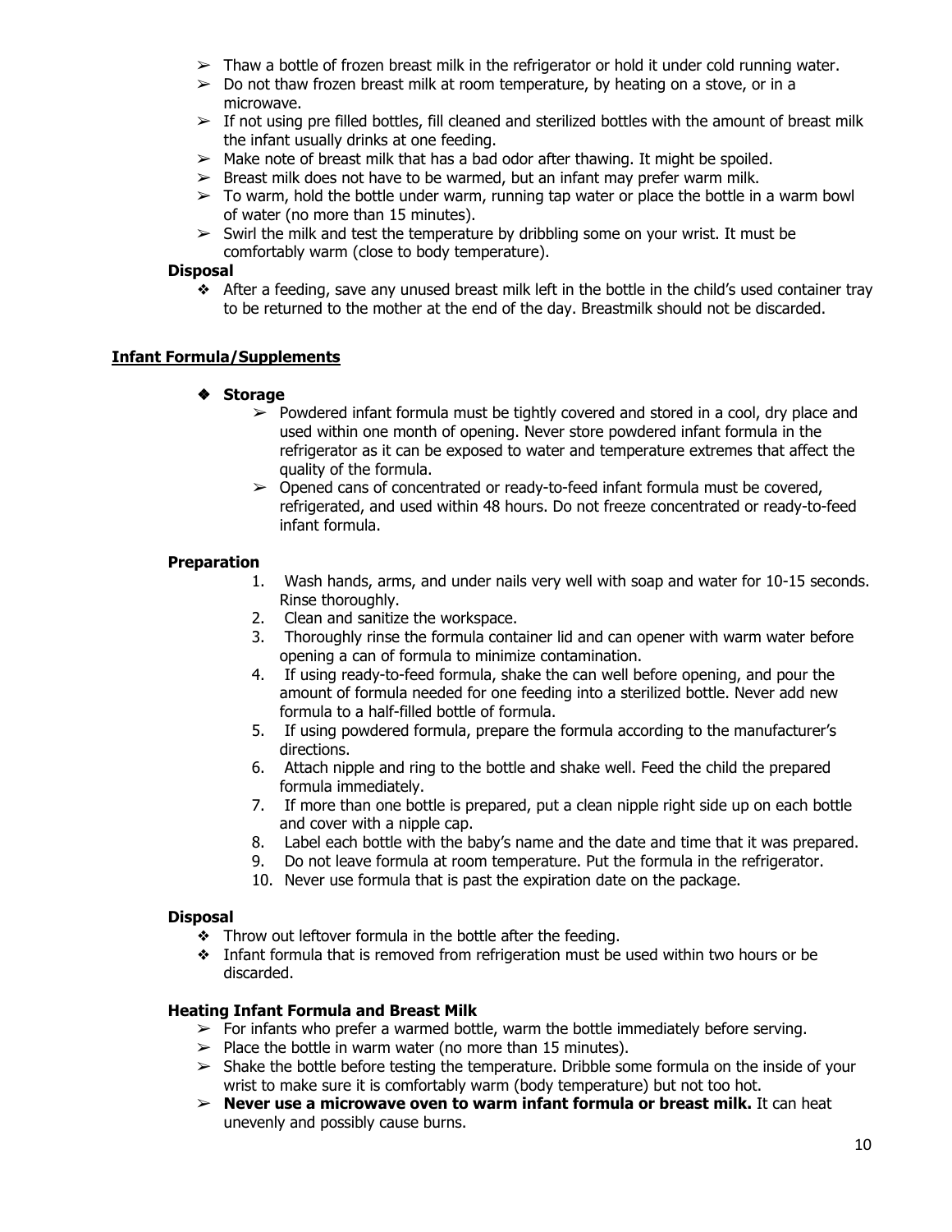- Thaw a bottle of frozen breast milk in the refrigerator or hold it under cold running water.
- Do not thaw frozen breast milk at room temperature, by heating on a stove, or in a microwave.
- If not using pre filled bottles, fill cleaned and sterilized bottles with the amount of breast milk the infant usually drinks at one feeding.
- Make note of breast milk that has a bad odor after thawing. It might be spoiled.
- Breast milk does not have to be warmed, but an infant may prefer warm milk.
- To warm, hold the bottle under warm, running tap water or place the bottle in a warm bowl of water (no more than 15 minutes).
- Swirl the milk and test the temperature by dribbling some on your wrist. It must be comfortably warm (close to body temperature).

**Disposal**

- After a feeding, save any unused breast milk left in the bottle in the child's used container tray to be returned to the mother at the end of the day. Breastmilk should not be discarded.

## Infant Formula/Supplements

- **Storage**
  - Powdered infant formula must be tightly covered and stored in a cool, dry place and used within one month of opening. Never store powdered infant formula in the refrigerator as it can be exposed to water and temperature extremes that affect the quality of the formula.
  - Opened cans of concentrated or ready-to-feed infant formula must be covered, refrigerated, and used within 48 hours. Do not freeze concentrated or ready-to-feed infant formula.

**Preparation**

1. Wash hands, arms, and under nails very well with soap and water for 10-15 seconds. Rinse thoroughly.
2. Clean and sanitize the workspace.
3. Thoroughly rinse the formula container lid and can opener with warm water before opening a can of formula to minimize contamination.
4. If using ready-to-feed formula, shake the can well before opening, and pour the amount of formula needed for one feeding into a sterilized bottle. Never add new formula to a half-filled bottle of formula.
5. If using powdered formula, prepare the formula according to the manufacturer's directions.
6. Attach nipple and ring to the bottle and shake well. Feed the child the prepared formula immediately.
7. If more than one bottle is prepared, put a clean nipple right side up on each bottle and cover with a nipple cap.
8. Label each bottle with the baby's name and the date and time that it was prepared.
9. Do not leave formula at room temperature. Put the formula in the refrigerator.
10. Never use formula that is past the expiration date on the package.

**Disposal**

- Throw out leftover formula in the bottle after the feeding.
- Infant formula that is removed from refrigeration must be used within two hours or be discarded.

**Heating Infant Formula and Breast Milk**

- For infants who prefer a warmed bottle, warm the bottle immediately before serving.
- Place the bottle in warm water (no more than 15 minutes).
- Shake the bottle before testing the temperature. Dribble some formula on the inside of your wrist to make sure it is comfortably warm (body temperature) but not too hot.
- **Never use a microwave oven to warm infant formula or breast milk.** It can heat unevenly and possibly cause burns.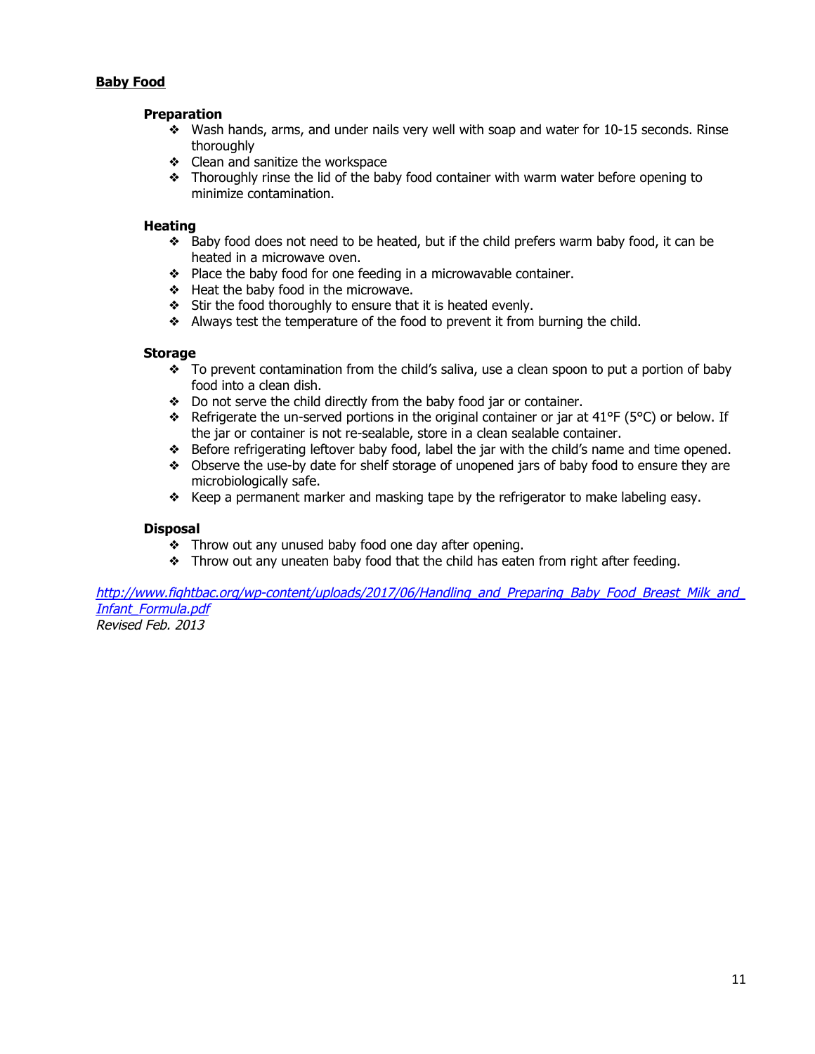## Baby Food

### Preparation

- Wash hands, arms, and under nails very well with soap and water for 10-15 seconds. Rinse thoroughly
- Clean and sanitize the workspace
- Thoroughly rinse the lid of the baby food container with warm water before opening to minimize contamination.

### Heating

- Baby food does not need to be heated, but if the child prefers warm baby food, it can be heated in a microwave oven.
- Place the baby food for one feeding in a microwavable container.
- Heat the baby food in the microwave.
- Stir the food thoroughly to ensure that it is heated evenly.
- Always test the temperature of the food to prevent it from burning the child.

### Storage

- To prevent contamination from the child's saliva, use a clean spoon to put a portion of baby food into a clean dish.
- Do not serve the child directly from the baby food jar or container.
- Refrigerate the un-served portions in the original container or jar at 41°F (5°C) or below. If the jar or container is not re-sealable, store in a clean sealable container.
- Before refrigerating leftover baby food, label the jar with the child's name and time opened.
- Observe the use-by date for shelf storage of unopened jars of baby food to ensure they are microbiologically safe.
- Keep a permanent marker and masking tape by the refrigerator to make labeling easy.

### Disposal

- Throw out any unused baby food one day after opening.
- Throw out any uneaten baby food that the child has eaten from right after feeding.

*http://www.fightbac.org/wp-content/uploads/2017/06/Handling_and_Preparing_Baby_Food_Breast_Milk_and_Infant_Formula.pdf*
*Revised Feb. 2013*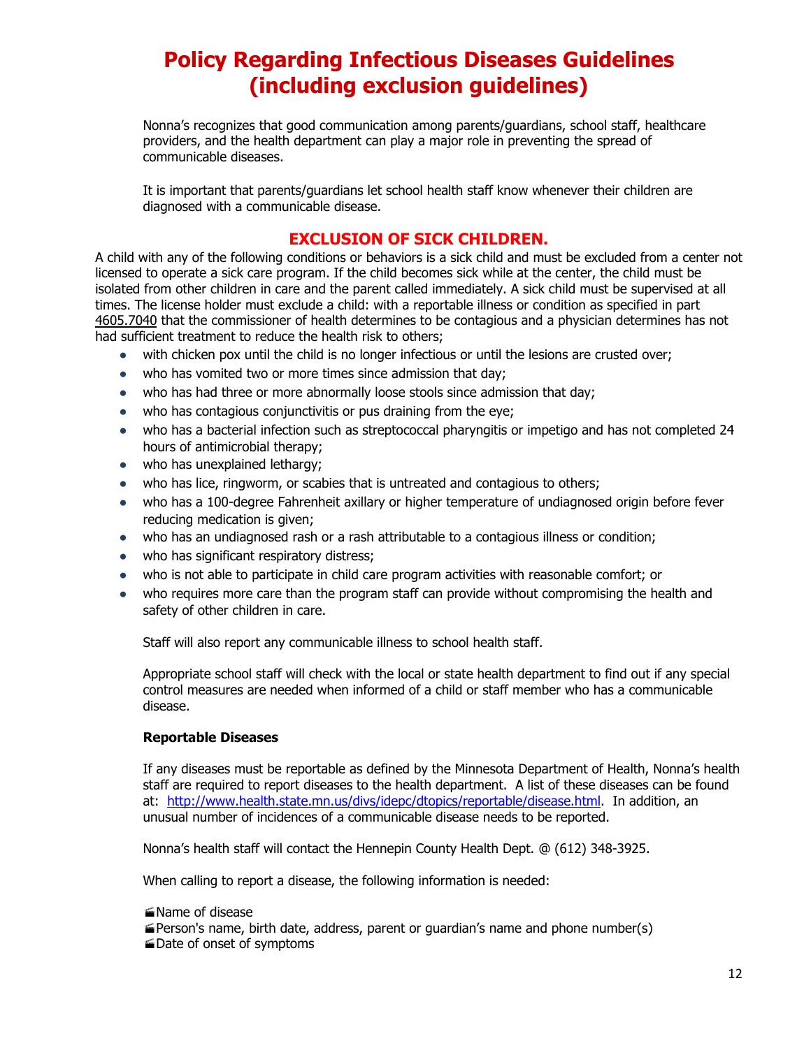# Policy Regarding Infectious Diseases Guidelines (including exclusion guidelines)

Nonna's recognizes that good communication among parents/guardians, school staff, healthcare providers, and the health department can play a major role in preventing the spread of communicable diseases.

It is important that parents/guardians let school health staff know whenever their children are diagnosed with a communicable disease.

## EXCLUSION OF SICK CHILDREN.

A child with any of the following conditions or behaviors is a sick child and must be excluded from a center not licensed to operate a sick care program. If the child becomes sick while at the center, the child must be isolated from other children in care and the parent called immediately. A sick child must be supervised at all times. The license holder must exclude a child: with a reportable illness or condition as specified in part 4605.7040 that the commissioner of health determines to be contagious and a physician determines has not had sufficient treatment to reduce the health risk to others;

- with chicken pox until the child is no longer infectious or until the lesions are crusted over;
- who has vomited two or more times since admission that day;
- who has had three or more abnormally loose stools since admission that day;
- who has contagious conjunctivitis or pus draining from the eye;
- who has a bacterial infection such as streptococcal pharyngitis or impetigo and has not completed 24 hours of antimicrobial therapy;
- who has unexplained lethargy;
- who has lice, ringworm, or scabies that is untreated and contagious to others;
- who has a 100-degree Fahrenheit axillary or higher temperature of undiagnosed origin before fever reducing medication is given;
- who has an undiagnosed rash or a rash attributable to a contagious illness or condition;
- who has significant respiratory distress;
- who is not able to participate in child care program activities with reasonable comfort; or
- who requires more care than the program staff can provide without compromising the health and safety of other children in care.

Staff will also report any communicable illness to school health staff.

Appropriate school staff will check with the local or state health department to find out if any special control measures are needed when informed of a child or staff member who has a communicable disease.

**Reportable Diseases**

If any diseases must be reportable as defined by the Minnesota Department of Health, Nonna's health staff are required to report diseases to the health department. A list of these diseases can be found at: http://www.health.state.mn.us/divs/idepc/dtopics/reportable/disease.html. In addition, an unusual number of incidences of a communicable disease needs to be reported.

Nonna's health staff will contact the Hennepin County Health Dept. @ (612) 348-3925.

When calling to report a disease, the following information is needed:

- Name of disease
- Person's name, birth date, address, parent or guardian's name and phone number(s)
- Date of onset of symptoms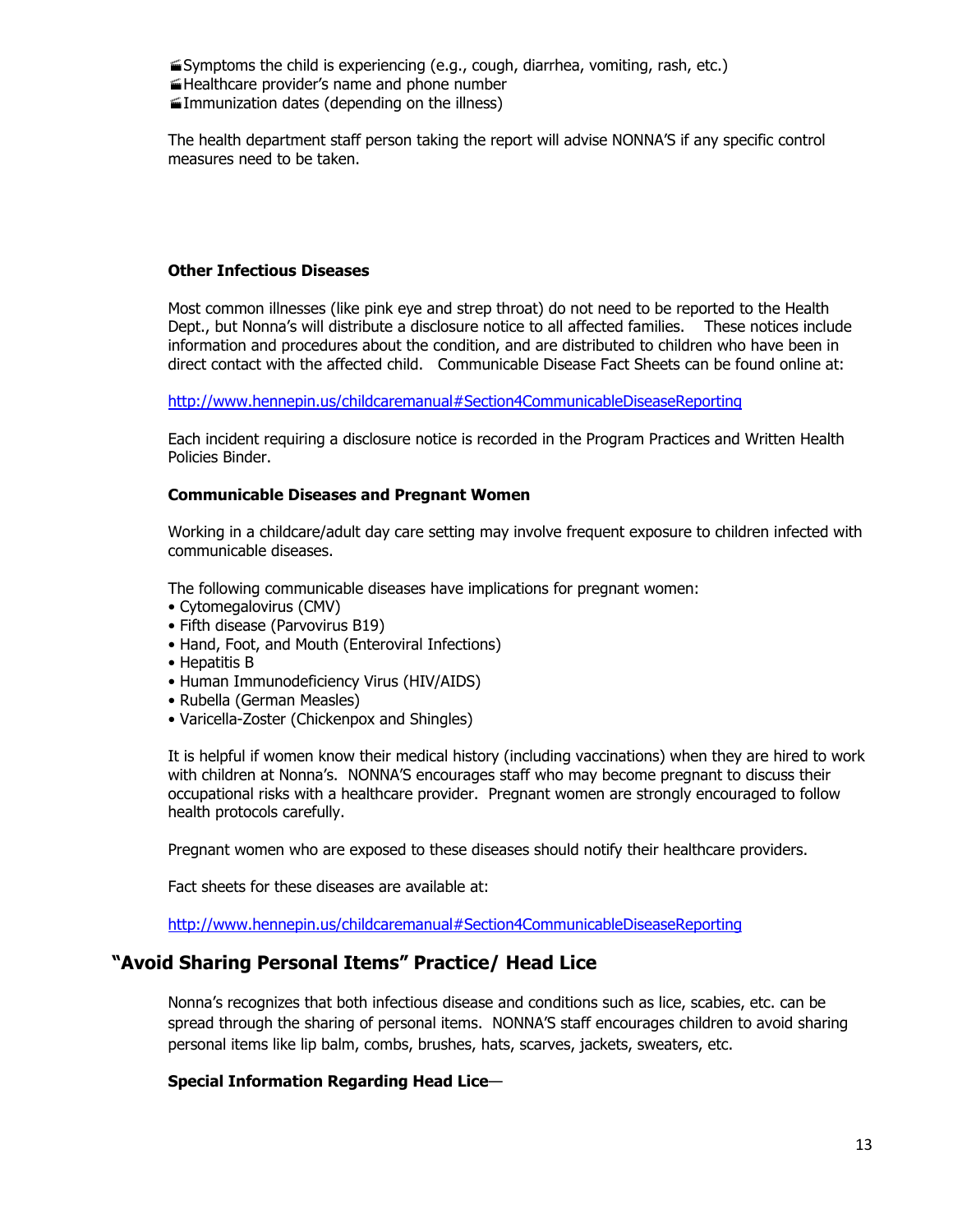- Symptoms the child is experiencing (e.g., cough, diarrhea, vomiting, rash, etc.)
- Healthcare provider's name and phone number
- Immunization dates (depending on the illness)

The health department staff person taking the report will advise NONNA'S if any specific control measures need to be taken.

**Other Infectious Diseases**

Most common illnesses (like pink eye and strep throat) do not need to be reported to the Health Dept., but Nonna's will distribute a disclosure notice to all affected families. These notices include information and procedures about the condition, and are distributed to children who have been in direct contact with the affected child. Communicable Disease Fact Sheets can be found online at:

[http://www.hennepin.us/childcaremanual#Section4CommunicableDiseaseReporting](http://www.hennepin.us/childcaremanual#Section4CommunicableDiseaseReporting)

Each incident requiring a disclosure notice is recorded in the Program Practices and Written Health Policies Binder.

**Communicable Diseases and Pregnant Women**

Working in a childcare/adult day care setting may involve frequent exposure to children infected with communicable diseases.

The following communicable diseases have implications for pregnant women:

- Cytomegalovirus (CMV)
- Fifth disease (Parvovirus B19)
- Hand, Foot, and Mouth (Enteroviral Infections)
- Hepatitis B
- Human Immunodeficiency Virus (HIV/AIDS)
- Rubella (German Measles)
- Varicella-Zoster (Chickenpox and Shingles)

It is helpful if women know their medical history (including vaccinations) when they are hired to work with children at Nonna's. NONNA'S encourages staff who may become pregnant to discuss their occupational risks with a healthcare provider. Pregnant women are strongly encouraged to follow health protocols carefully.

Pregnant women who are exposed to these diseases should notify their healthcare providers.

Fact sheets for these diseases are available at:

[http://www.hennepin.us/childcaremanual#Section4CommunicableDiseaseReporting](http://www.hennepin.us/childcaremanual#Section4CommunicableDiseaseReporting)

## "Avoid Sharing Personal Items" Practice/ Head Lice

Nonna's recognizes that both infectious disease and conditions such as lice, scabies, etc. can be spread through the sharing of personal items. NONNA'S staff encourages children to avoid sharing personal items like lip balm, combs, brushes, hats, scarves, jackets, sweaters, etc.

**Special Information Regarding Head Lice**—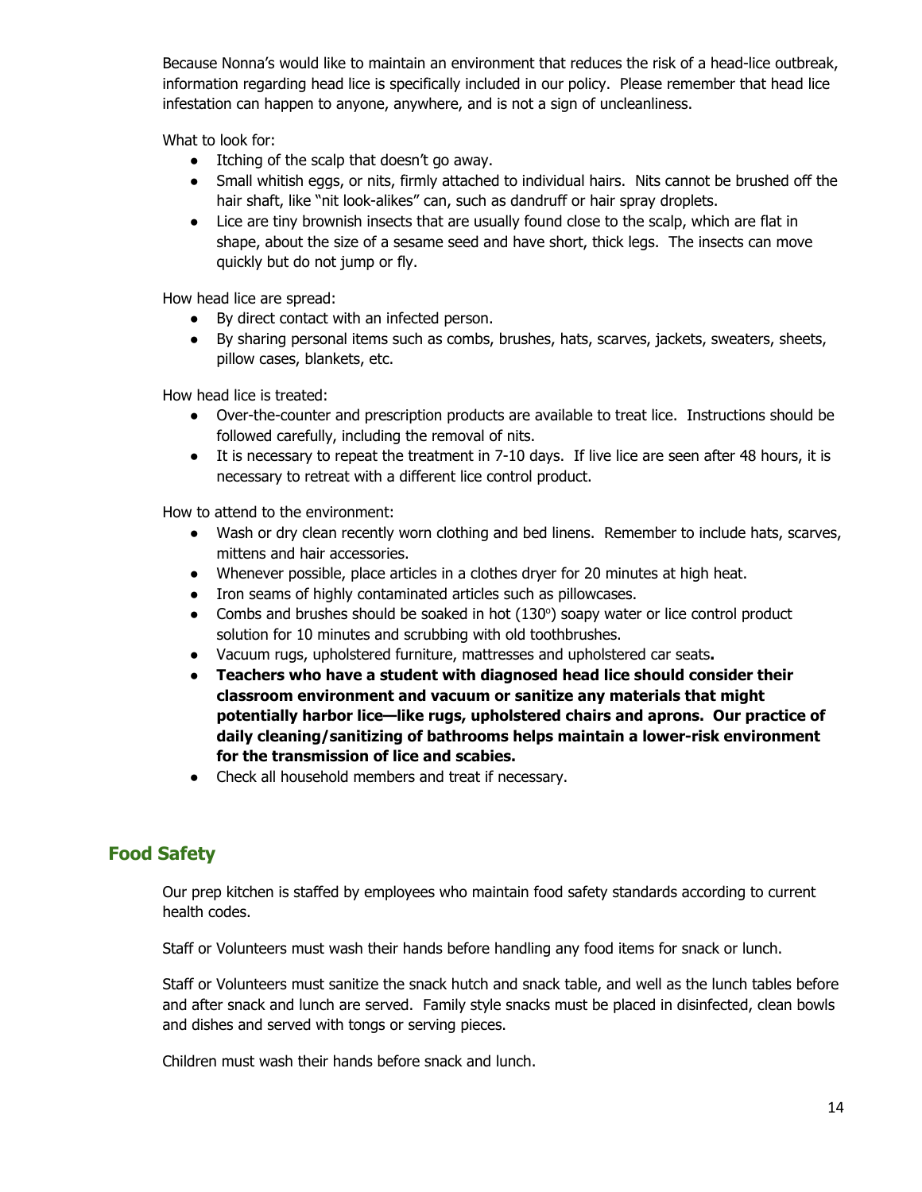Because Nonna's would like to maintain an environment that reduces the risk of a head-lice outbreak, information regarding head lice is specifically included in our policy. Please remember that head lice infestation can happen to anyone, anywhere, and is not a sign of uncleanliness.

What to look for:

- Itching of the scalp that doesn't go away.
- Small whitish eggs, or nits, firmly attached to individual hairs. Nits cannot be brushed off the hair shaft, like "nit look-alikes" can, such as dandruff or hair spray droplets.
- Lice are tiny brownish insects that are usually found close to the scalp, which are flat in shape, about the size of a sesame seed and have short, thick legs. The insects can move quickly but do not jump or fly.

How head lice are spread:

- By direct contact with an infected person.
- By sharing personal items such as combs, brushes, hats, scarves, jackets, sweaters, sheets, pillow cases, blankets, etc.

How head lice is treated:

- Over-the-counter and prescription products are available to treat lice. Instructions should be followed carefully, including the removal of nits.
- It is necessary to repeat the treatment in 7-10 days. If live lice are seen after 48 hours, it is necessary to retreat with a different lice control product.

How to attend to the environment:

- Wash or dry clean recently worn clothing and bed linens. Remember to include hats, scarves, mittens and hair accessories.
- Whenever possible, place articles in a clothes dryer for 20 minutes at high heat.
- Iron seams of highly contaminated articles such as pillowcases.
- Combs and brushes should be soaked in hot (130°) soapy water or lice control product solution for 10 minutes and scrubbing with old toothbrushes.
- Vacuum rugs, upholstered furniture, mattresses and upholstered car seats**.**
- **Teachers who have a student with diagnosed head lice should consider their classroom environment and vacuum or sanitize any materials that might potentially harbor lice—like rugs, upholstered chairs and aprons. Our practice of daily cleaning/sanitizing of bathrooms helps maintain a lower-risk environment for the transmission of lice and scabies.**
- Check all household members and treat if necessary.

## Food Safety

Our prep kitchen is staffed by employees who maintain food safety standards according to current health codes.

Staff or Volunteers must wash their hands before handling any food items for snack or lunch.

Staff or Volunteers must sanitize the snack hutch and snack table, and well as the lunch tables before and after snack and lunch are served. Family style snacks must be placed in disinfected, clean bowls and dishes and served with tongs or serving pieces.

Children must wash their hands before snack and lunch.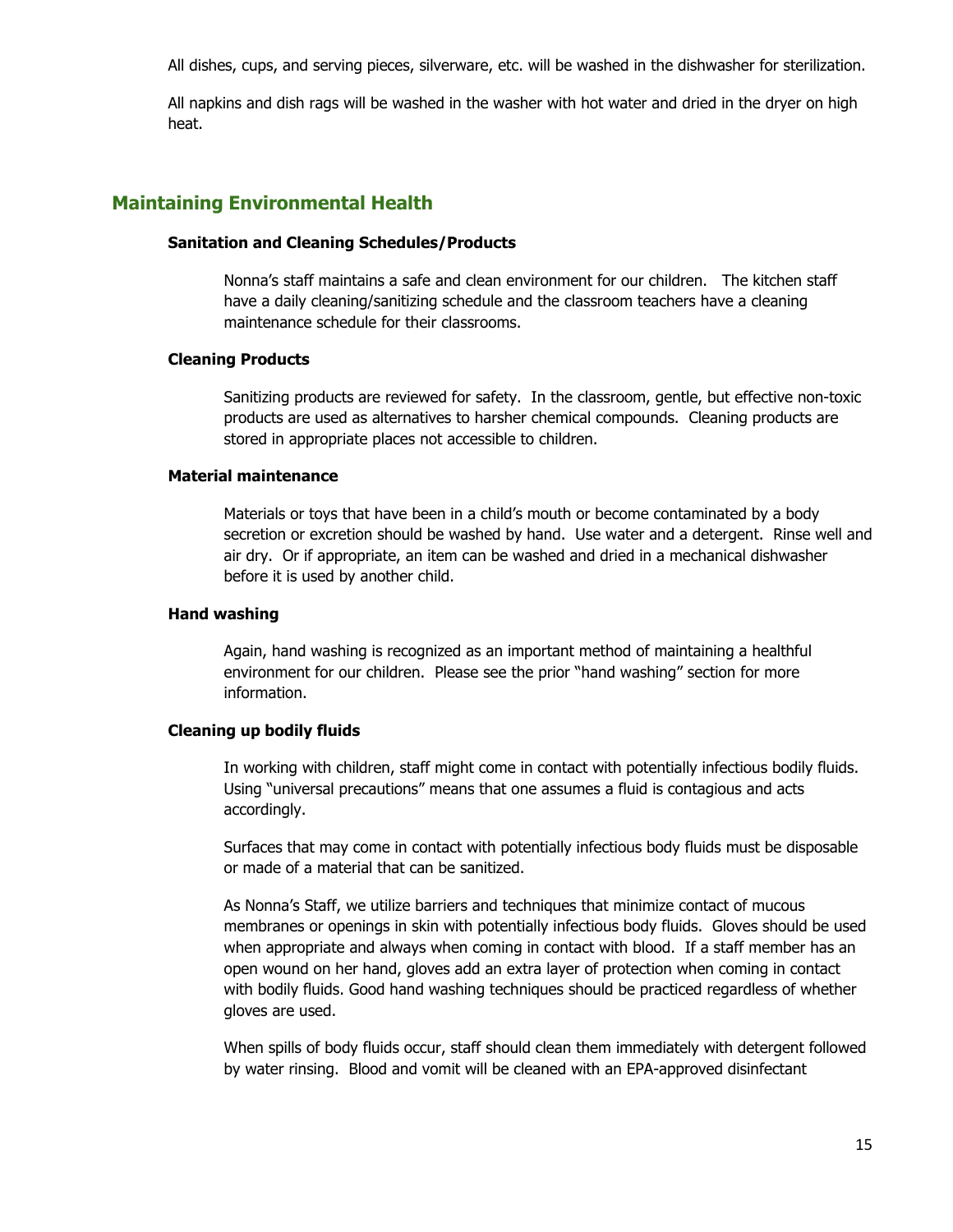All dishes, cups, and serving pieces, silverware, etc. will be washed in the dishwasher for sterilization.

All napkins and dish rags will be washed in the washer with hot water and dried in the dryer on high heat.

## Maintaining Environmental Health

### Sanitation and Cleaning Schedules/Products

Nonna's staff maintains a safe and clean environment for our children. The kitchen staff have a daily cleaning/sanitizing schedule and the classroom teachers have a cleaning maintenance schedule for their classrooms.

### Cleaning Products

Sanitizing products are reviewed for safety. In the classroom, gentle, but effective non-toxic products are used as alternatives to harsher chemical compounds. Cleaning products are stored in appropriate places not accessible to children.

### Material maintenance

Materials or toys that have been in a child's mouth or become contaminated by a body secretion or excretion should be washed by hand. Use water and a detergent. Rinse well and air dry. Or if appropriate, an item can be washed and dried in a mechanical dishwasher before it is used by another child.

### Hand washing

Again, hand washing is recognized as an important method of maintaining a healthful environment for our children. Please see the prior "hand washing" section for more information.

### Cleaning up bodily fluids

In working with children, staff might come in contact with potentially infectious bodily fluids. Using "universal precautions" means that one assumes a fluid is contagious and acts accordingly.

Surfaces that may come in contact with potentially infectious body fluids must be disposable or made of a material that can be sanitized.

As Nonna's Staff, we utilize barriers and techniques that minimize contact of mucous membranes or openings in skin with potentially infectious body fluids. Gloves should be used when appropriate and always when coming in contact with blood. If a staff member has an open wound on her hand, gloves add an extra layer of protection when coming in contact with bodily fluids. Good hand washing techniques should be practiced regardless of whether gloves are used.

When spills of body fluids occur, staff should clean them immediately with detergent followed by water rinsing. Blood and vomit will be cleaned with an EPA-approved disinfectant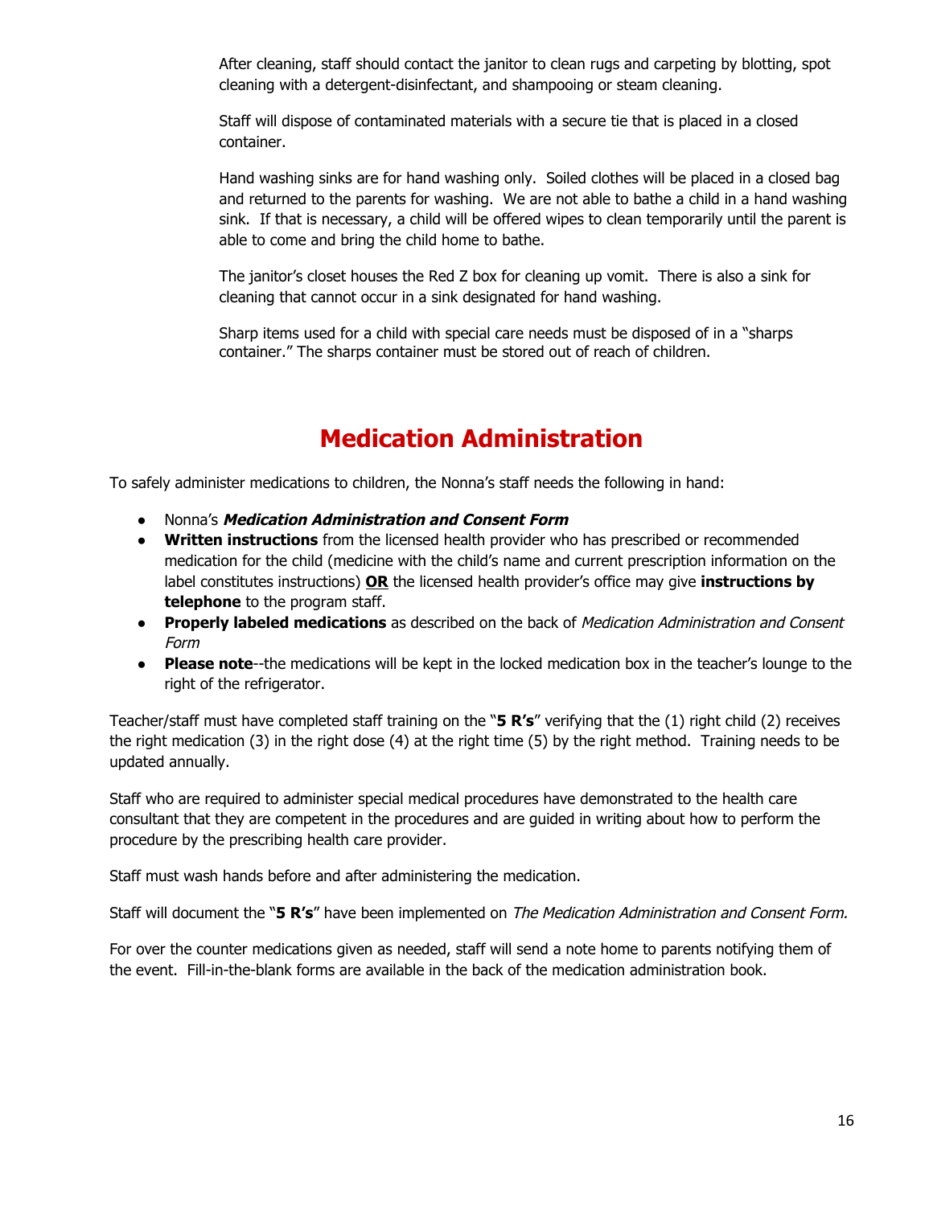After cleaning, staff should contact the janitor to clean rugs and carpeting by blotting, spot cleaning with a detergent-disinfectant, and shampooing or steam cleaning.

Staff will dispose of contaminated materials with a secure tie that is placed in a closed container.

Hand washing sinks are for hand washing only. Soiled clothes will be placed in a closed bag and returned to the parents for washing. We are not able to bathe a child in a hand washing sink. If that is necessary, a child will be offered wipes to clean temporarily until the parent is able to come and bring the child home to bathe.

The janitor's closet houses the Red Z box for cleaning up vomit. There is also a sink for cleaning that cannot occur in a sink designated for hand washing.

Sharp items used for a child with special care needs must be disposed of in a "sharps container." The sharps container must be stored out of reach of children.

# Medication Administration

To safely administer medications to children, the Nonna's staff needs the following in hand:

- Nonna's ***Medication Administration and Consent Form***
- **Written instructions** from the licensed health provider who has prescribed or recommended medication for the child (medicine with the child's name and current prescription information on the label constitutes instructions) **OR** the licensed health provider's office may give **instructions by telephone** to the program staff.
- **Properly labeled medications** as described on the back of *Medication Administration and Consent Form*
- **Please note**--the medications will be kept in the locked medication box in the teacher's lounge to the right of the refrigerator.

Teacher/staff must have completed staff training on the "**5 R's**" verifying that the (1) right child (2) receives the right medication (3) in the right dose (4) at the right time (5) by the right method. Training needs to be updated annually.

Staff who are required to administer special medical procedures have demonstrated to the health care consultant that they are competent in the procedures and are guided in writing about how to perform the procedure by the prescribing health care provider.

Staff must wash hands before and after administering the medication.

Staff will document the "**5 R's**" have been implemented on *The Medication Administration and Consent Form.*

For over the counter medications given as needed, staff will send a note home to parents notifying them of the event. Fill-in-the-blank forms are available in the back of the medication administration book.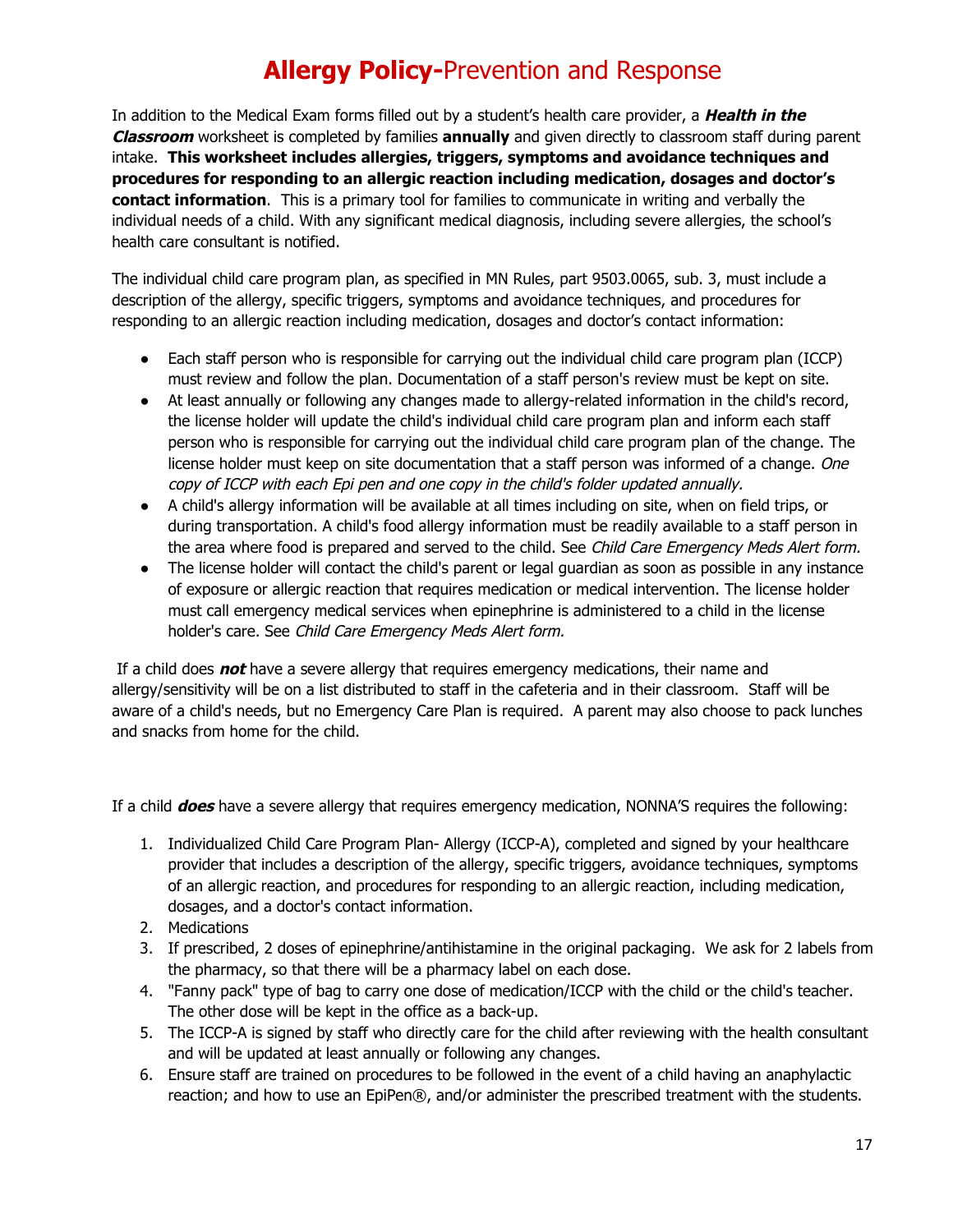# **Allergy Policy-**Prevention and Response

In addition to the Medical Exam forms filled out by a student's health care provider, a ***Health in the Classroom*** worksheet is completed by families **annually** and given directly to classroom staff during parent intake. **This worksheet includes allergies, triggers, symptoms and avoidance techniques and procedures for responding to an allergic reaction including medication, dosages and doctor's contact information**. This is a primary tool for families to communicate in writing and verbally the individual needs of a child. With any significant medical diagnosis, including severe allergies, the school's health care consultant is notified.

The individual child care program plan, as specified in MN Rules, part 9503.0065, sub. 3, must include a description of the allergy, specific triggers, symptoms and avoidance techniques, and procedures for responding to an allergic reaction including medication, dosages and doctor's contact information:

- Each staff person who is responsible for carrying out the individual child care program plan (ICCP) must review and follow the plan. Documentation of a staff person's review must be kept on site.
- At least annually or following any changes made to allergy-related information in the child's record, the license holder will update the child's individual child care program plan and inform each staff person who is responsible for carrying out the individual child care program plan of the change. The license holder must keep on site documentation that a staff person was informed of a change. *One copy of ICCP with each Epi pen and one copy in the child's folder updated annually.*
- A child's allergy information will be available at all times including on site, when on field trips, or during transportation. A child's food allergy information must be readily available to a staff person in the area where food is prepared and served to the child. See *Child Care Emergency Meds Alert form.*
- The license holder will contact the child's parent or legal guardian as soon as possible in any instance of exposure or allergic reaction that requires medication or medical intervention. The license holder must call emergency medical services when epinephrine is administered to a child in the license holder's care. See *Child Care Emergency Meds Alert form.*

If a child does ***not*** have a severe allergy that requires emergency medications, their name and allergy/sensitivity will be on a list distributed to staff in the cafeteria and in their classroom. Staff will be aware of a child's needs, but no Emergency Care Plan is required. A parent may also choose to pack lunches and snacks from home for the child.

If a child ***does*** have a severe allergy that requires emergency medication, NONNA'S requires the following:

1. Individualized Child Care Program Plan- Allergy (ICCP-A), completed and signed by your healthcare provider that includes a description of the allergy, specific triggers, avoidance techniques, symptoms of an allergic reaction, and procedures for responding to an allergic reaction, including medication, dosages, and a doctor's contact information.
2. Medications
3. If prescribed, 2 doses of epinephrine/antihistamine in the original packaging. We ask for 2 labels from the pharmacy, so that there will be a pharmacy label on each dose.
4. "Fanny pack" type of bag to carry one dose of medication/ICCP with the child or the child's teacher. The other dose will be kept in the office as a back-up.
5. The ICCP-A is signed by staff who directly care for the child after reviewing with the health consultant and will be updated at least annually or following any changes.
6. Ensure staff are trained on procedures to be followed in the event of a child having an anaphylactic reaction; and how to use an EpiPen®, and/or administer the prescribed treatment with the students.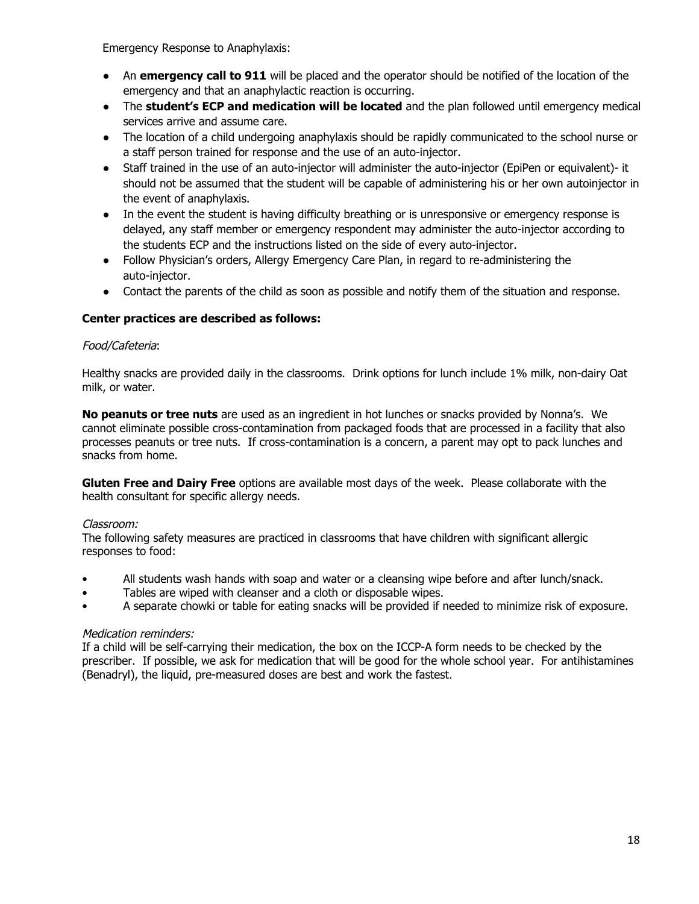Emergency Response to Anaphylaxis:

- An **emergency call to 911** will be placed and the operator should be notified of the location of the emergency and that an anaphylactic reaction is occurring.
- The **student's ECP and medication will be located** and the plan followed until emergency medical services arrive and assume care.
- The location of a child undergoing anaphylaxis should be rapidly communicated to the school nurse or a staff person trained for response and the use of an auto-injector.
- Staff trained in the use of an auto-injector will administer the auto-injector (EpiPen or equivalent)- it should not be assumed that the student will be capable of administering his or her own autoinjector in the event of anaphylaxis.
- In the event the student is having difficulty breathing or is unresponsive or emergency response is delayed, any staff member or emergency respondent may administer the auto-injector according to the students ECP and the instructions listed on the side of every auto-injector.
- Follow Physician's orders, Allergy Emergency Care Plan, in regard to re-administering the auto-injector.
- Contact the parents of the child as soon as possible and notify them of the situation and response.

**Center practices are described as follows:**

*Food/Cafeteria*:

Healthy snacks are provided daily in the classrooms. Drink options for lunch include 1% milk, non-dairy Oat milk, or water.

**No peanuts or tree nuts** are used as an ingredient in hot lunches or snacks provided by Nonna's. We cannot eliminate possible cross-contamination from packaged foods that are processed in a facility that also processes peanuts or tree nuts. If cross-contamination is a concern, a parent may opt to pack lunches and snacks from home.

**Gluten Free and Dairy Free** options are available most days of the week. Please collaborate with the health consultant for specific allergy needs.

*Classroom:*

The following safety measures are practiced in classrooms that have children with significant allergic responses to food:

- All students wash hands with soap and water or a cleansing wipe before and after lunch/snack.
- Tables are wiped with cleanser and a cloth or disposable wipes.
- A separate chowki or table for eating snacks will be provided if needed to minimize risk of exposure.

*Medication reminders:*

If a child will be self-carrying their medication, the box on the ICCP-A form needs to be checked by the prescriber. If possible, we ask for medication that will be good for the whole school year. For antihistamines (Benadryl), the liquid, pre-measured doses are best and work the fastest.